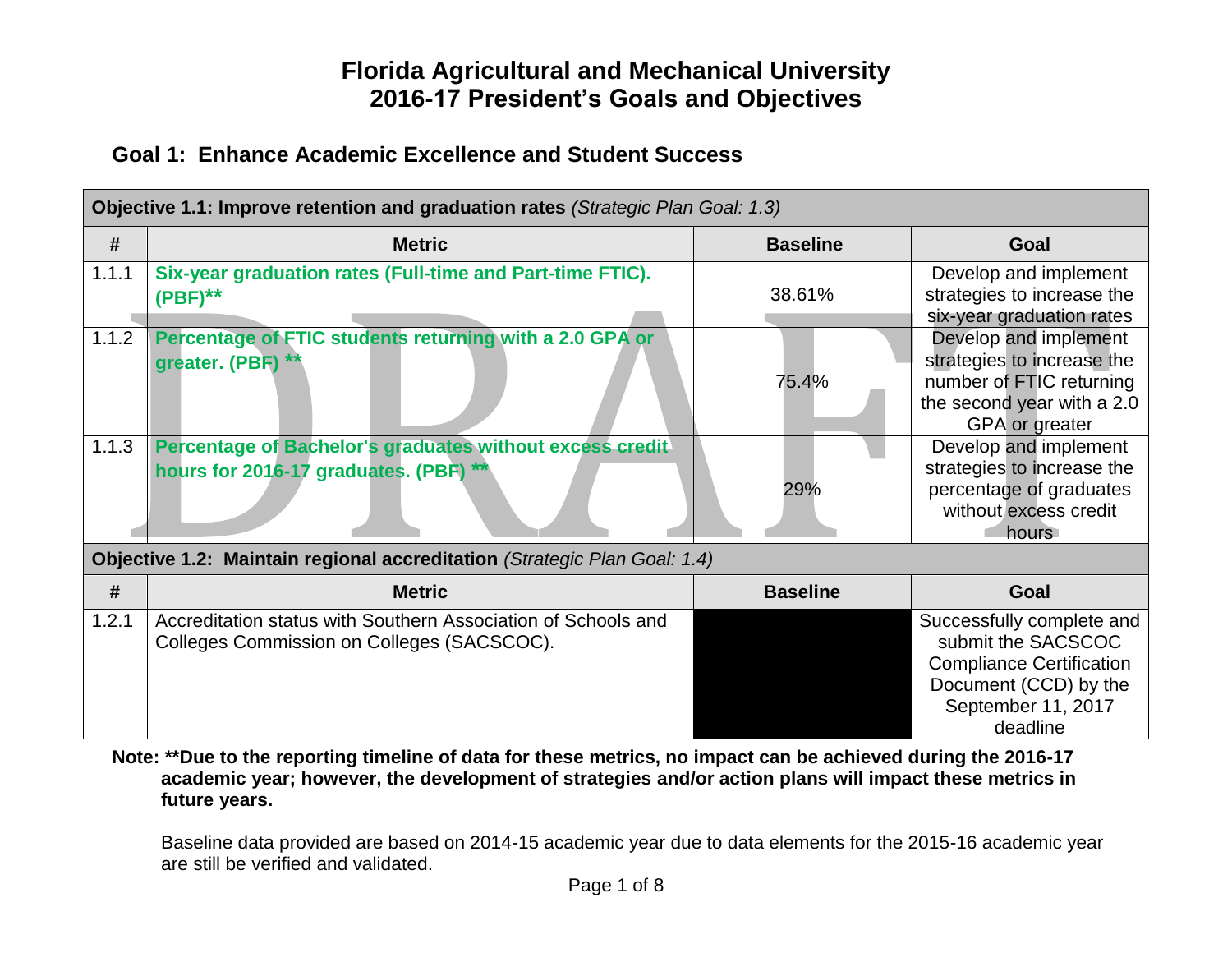# Florida Agricultural and Mechanical University
# 2016-17 President's Goals and Objectives

## Goal 1: Enhance Academic Excellence and Student Success

| **Objective 1.1: Improve retention and graduation rates** *(Strategic Plan Goal: 1.3)* | | | |
|---|---|---|---|
| **#** | **Metric** | **Baseline** | **Goal** |
| 1.1.1 | **Six-year graduation rates (Full-time and Part-time FTIC). (PBF)\*\*** | 38.61% | Develop and implement strategies to increase the six-year graduation rates |
| 1.1.2 | **Percentage of FTIC students returning with a 2.0 GPA or greater. (PBF) \*\*** | 75.4% | Develop and implement strategies to increase the number of FTIC returning the second year with a 2.0 GPA or greater |
| 1.1.3 | **Percentage of Bachelor's graduates without excess credit hours for 2016-17 graduates. (PBF) \*\*** | 29% | Develop and implement strategies to increase the percentage of graduates without excess credit hours |

| **Objective 1.2: Maintain regional accreditation** *(Strategic Plan Goal: 1.4)* | | | |
|---|---|---|---|
| **#** | **Metric** | **Baseline** | **Goal** |
| 1.2.1 | Accreditation status with Southern Association of Schools and Colleges Commission on Colleges (SACSCOC). | | Successfully complete and submit the SACSCOC Compliance Certification Document (CCD) by the September 11, 2017 deadline |

**Note: \*\*Due to the reporting timeline of data for these metrics, no impact can be achieved during the 2016-17 academic year; however, the development of strategies and/or action plans will impact these metrics in future years.**

Baseline data provided are based on 2014-15 academic year due to data elements for the 2015-16 academic year are still be verified and validated.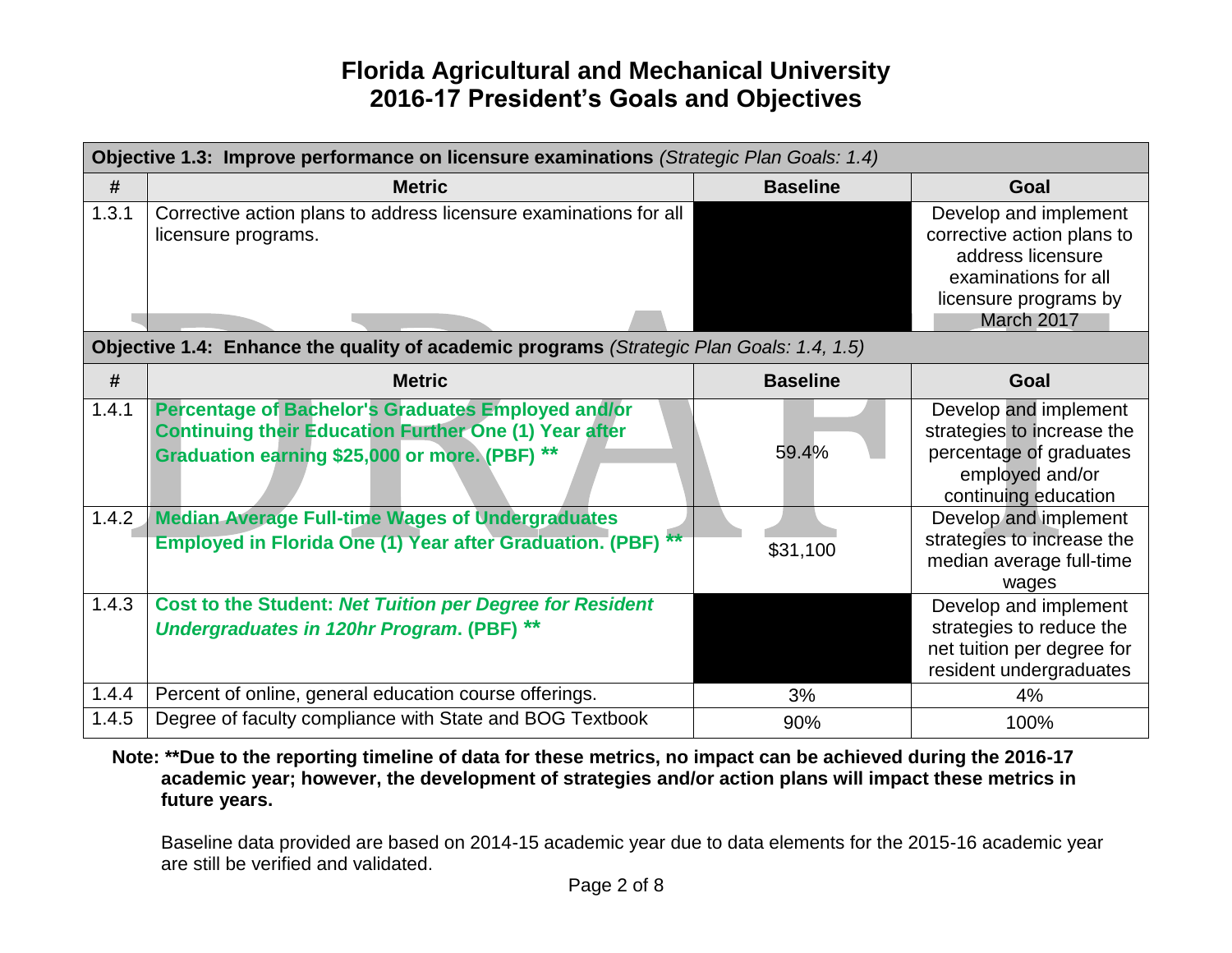# Florida Agricultural and Mechanical University
# 2016-17 President's Goals and Objectives

| **Objective 1.3: Improve performance on licensure examinations** *(Strategic Plan Goals: 1.4)* | | | |
|---|---|---|---|
| **#** | **Metric** | **Baseline** | **Goal** |
| 1.3.1 | Corrective action plans to address licensure examinations for all licensure programs. | | Develop and implement corrective action plans to address licensure examinations for all licensure programs by March 2017 |

| **Objective 1.4: Enhance the quality of academic programs** *(Strategic Plan Goals: 1.4, 1.5)* | | | |
|---|---|---|---|
| **#** | **Metric** | **Baseline** | **Goal** |
| 1.4.1 | **Percentage of Bachelor's Graduates Employed and/or Continuing their Education Further One (1) Year after Graduation earning $25,000 or more. (PBF) \*\*** | 59.4% | Develop and implement strategies to increase the percentage of graduates employed and/or continuing education |
| 1.4.2 | **Median Average Full-time Wages of Undergraduates Employed in Florida One (1) Year after Graduation. (PBF) \*\*** | $31,100 | Develop and implement strategies to increase the median average full-time wages |
| 1.4.3 | **Cost to the Student: *Net Tuition per Degree for Resident Undergraduates in 120hr Program*. (PBF) \*\*** | | Develop and implement strategies to reduce the net tuition per degree for resident undergraduates |
| 1.4.4 | Percent of online, general education course offerings. | 3% | 4% |
| 1.4.5 | Degree of faculty compliance with State and BOG Textbook | 90% | 100% |

**Note: \*\*Due to the reporting timeline of data for these metrics, no impact can be achieved during the 2016-17 academic year; however, the development of strategies and/or action plans will impact these metrics in future years.**

Baseline data provided are based on 2014-15 academic year due to data elements for the 2015-16 academic year are still be verified and validated.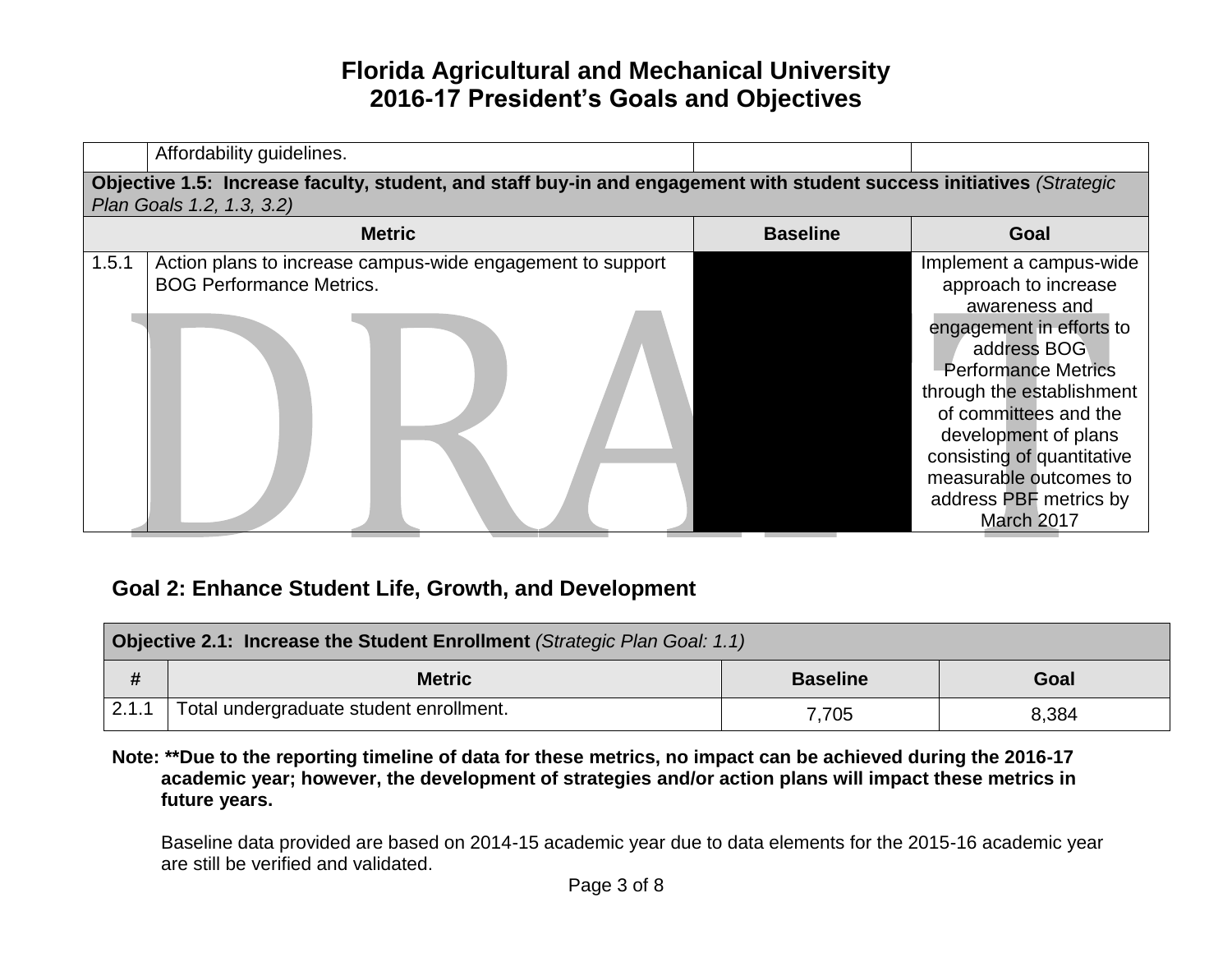# Florida Agricultural and Mechanical University
# 2016-17 President's Goals and Objectives

| # | Metric | Baseline | Goal |
|---|---|---|---|
| | Affordability guidelines. | | |
| **Objective 1.5: Increase faculty, student, and staff buy-in and engagement with student success initiatives** *(Strategic Plan Goals 1.2, 1.3, 3.2)* | | | |
| | **Metric** | **Baseline** | **Goal** |
| 1.5.1 | Action plans to increase campus-wide engagement to support BOG Performance Metrics. | | Implement a campus-wide approach to increase awareness and engagement in efforts to address BOG Performance Metrics through the establishment of committees and the development of plans consisting of quantitative measurable outcomes to address PBF metrics by March 2017 |

## Goal 2: Enhance Student Life, Growth, and Development

| **Objective 2.1: Increase the Student Enrollment** *(Strategic Plan Goal: 1.1)* | | | |
|---|---|---|---|
| **#** | **Metric** | **Baseline** | **Goal** |
| 2.1.1 | Total undergraduate student enrollment. | 7,705 | 8,384 |

**Note: **Due to the reporting timeline of data for these metrics, no impact can be achieved during the 2016-17 academic year; however, the development of strategies and/or action plans will impact these metrics in future years.**

Baseline data provided are based on 2014-15 academic year due to data elements for the 2015-16 academic year are still be verified and validated.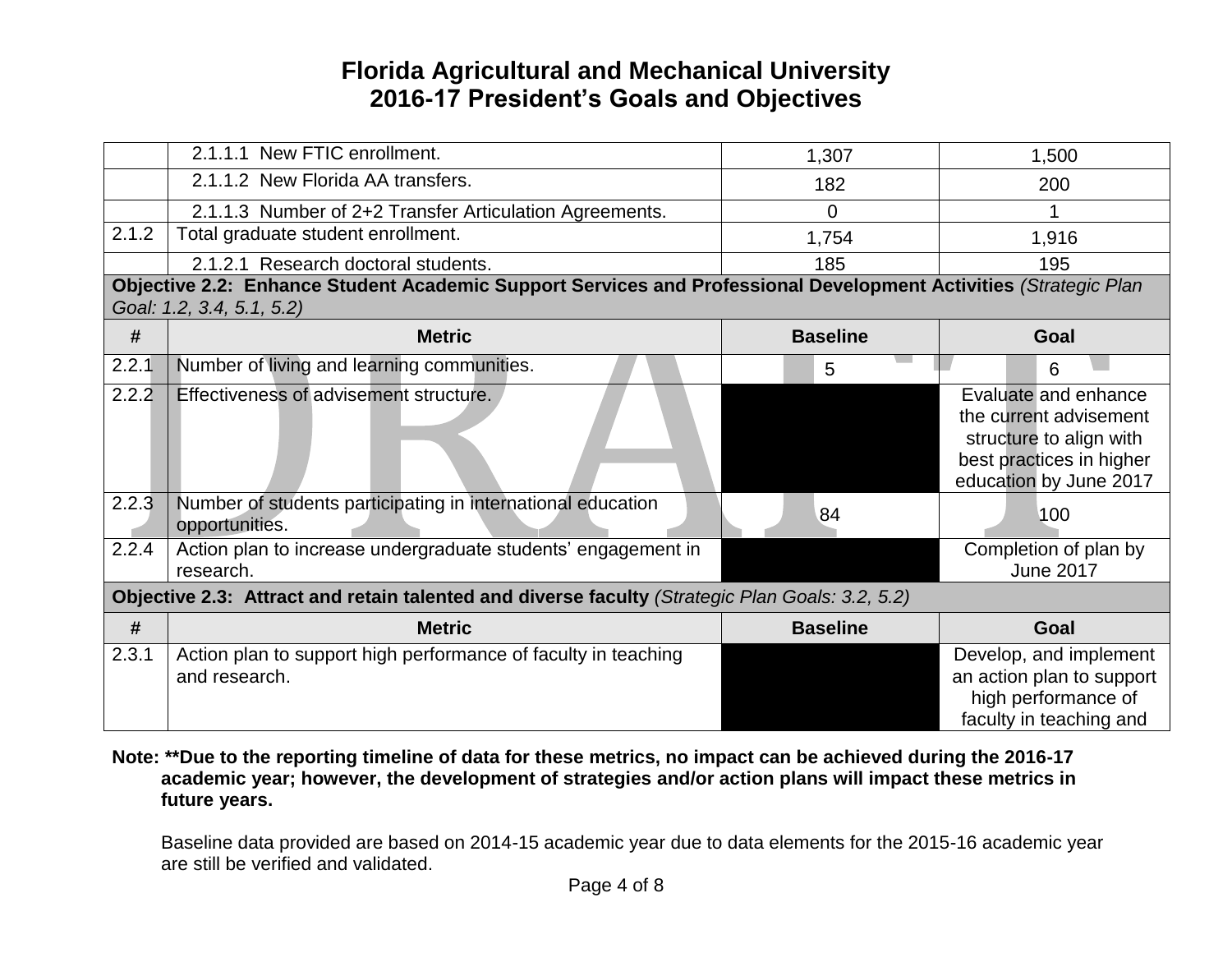# Florida Agricultural and Mechanical University
## 2016-17 President's Goals and Objectives

| # | Metric | Baseline | Goal |
|---|---|---|---|
| | 2.1.1.1 New FTIC enrollment. | 1,307 | 1,500 |
| | 2.1.1.2 New Florida AA transfers. | 182 | 200 |
| | 2.1.1.3 Number of 2+2 Transfer Articulation Agreements. | 0 | 1 |
| 2.1.2 | Total graduate student enrollment. | 1,754 | 1,916 |
| | 2.1.2.1 Research doctoral students. | 185 | 195 |

**Objective 2.2: Enhance Student Academic Support Services and Professional Development Activities** *(Strategic Plan Goal: 1.2, 3.4, 5.1, 5.2)*

| # | Metric | Baseline | Goal |
|---|---|---|---|
| 2.2.1 | Number of living and learning communities. | 5 | 6 |
| 2.2.2 | Effectiveness of advisement structure. | | Evaluate and enhance the current advisement structure to align with best practices in higher education by June 2017 |
| 2.2.3 | Number of students participating in international education opportunities. | 84 | 100 |
| 2.2.4 | Action plan to increase undergraduate students' engagement in research. | | Completion of plan by June 2017 |

**Objective 2.3: Attract and retain talented and diverse faculty** *(Strategic Plan Goals: 3.2, 5.2)*

| # | Metric | Baseline | Goal |
|---|---|---|---|
| 2.3.1 | Action plan to support high performance of faculty in teaching and research. | | Develop, and implement an action plan to support high performance of faculty in teaching and |

**Note: **Due to the reporting timeline of data for these metrics, no impact can be achieved during the 2016-17 academic year; however, the development of strategies and/or action plans will impact these metrics in future years.**

Baseline data provided are based on 2014-15 academic year due to data elements for the 2015-16 academic year are still be verified and validated.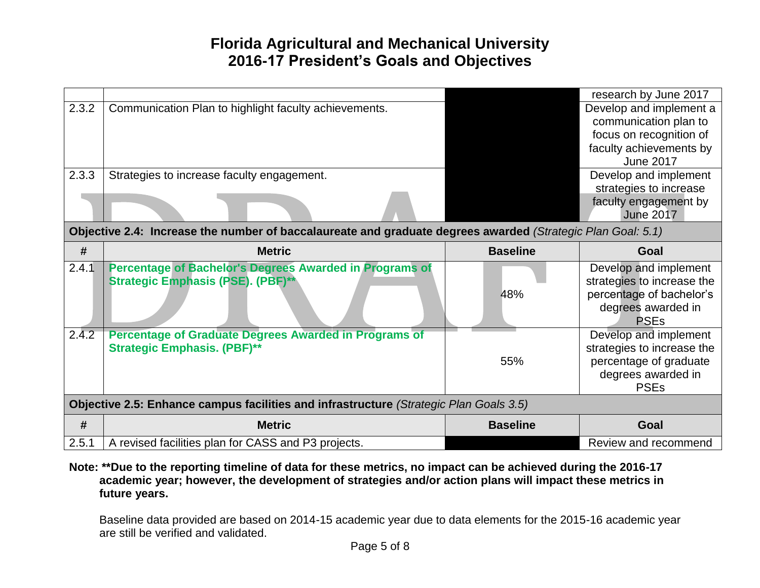| # | Metric | Baseline | Goal |
|---|---|---|---|
| | | | research by June 2017 |
| 2.3.2 | Communication Plan to highlight faculty achievements. | | Develop and implement a communication plan to focus on recognition of faculty achievements by June 2017 |
| 2.3.3 | Strategies to increase faculty engagement. | | Develop and implement strategies to increase faculty engagement by June 2017 |

**Objective 2.4: Increase the number of baccalaureate and graduate degrees awarded** *(Strategic Plan Goal: 5.1)*

| # | Metric | Baseline | Goal |
|---|---|---|---|
| 2.4.1 | **Percentage of Bachelor's Degrees Awarded in Programs of Strategic Emphasis (PSE). (PBF)**** | 48% | Develop and implement strategies to increase the percentage of bachelor's degrees awarded in PSEs |
| 2.4.2 | **Percentage of Graduate Degrees Awarded in Programs of Strategic Emphasis. (PBF)**** | 55% | Develop and implement strategies to increase the percentage of graduate degrees awarded in PSEs |

**Objective 2.5: Enhance campus facilities and infrastructure** *(Strategic Plan Goals 3.5)*

| # | Metric | Baseline | Goal |
|---|---|---|---|
| 2.5.1 | A revised facilities plan for CASS and P3 projects. | | Review and recommend |

**Note: **Due to the reporting timeline of data for these metrics, no impact can be achieved during the 2016-17 academic year; however, the development of strategies and/or action plans will impact these metrics in future years.**

Baseline data provided are based on 2014-15 academic year due to data elements for the 2015-16 academic year are still be verified and validated.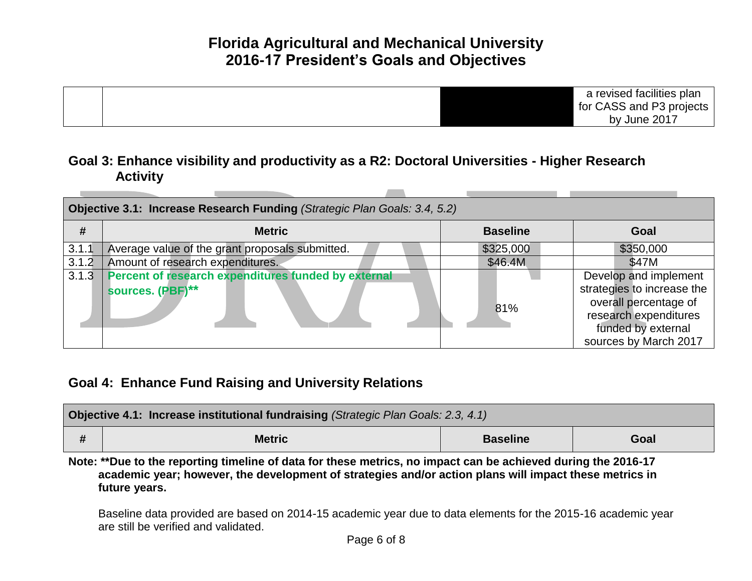# Florida Agricultural and Mechanical University
# 2016-17 President's Goals and Objectives

| | | | |
|---|---|---|---|
| | | | a revised facilities plan for CASS and P3 projects by June 2017 |

## Goal 3: Enhance visibility and productivity as a R2: Doctoral Universities - Higher Research Activity

| **Objective 3.1: Increase Research Funding** *(Strategic Plan Goals: 3.4, 5.2)* | | | |
|---|---|---|---|
| **#** | **Metric** | **Baseline** | **Goal** |
| 3.1.1 | Average value of the grant proposals submitted. | $325,000 | $350,000 |
| 3.1.2 | Amount of research expenditures. | $46.4M | $47M |
| 3.1.3 | **Percent of research expenditures funded by external sources. (PBF)**** | 81% | Develop and implement strategies to increase the overall percentage of research expenditures funded by external sources by March 2017 |

## Goal 4: Enhance Fund Raising and University Relations

| **Objective 4.1: Increase institutional fundraising** *(Strategic Plan Goals: 2.3, 4.1)* | | | |
|---|---|---|---|
| **#** | **Metric** | **Baseline** | **Goal** |

**Note: **Due to the reporting timeline of data for these metrics, no impact can be achieved during the 2016-17 academic year; however, the development of strategies and/or action plans will impact these metrics in future years.**

Baseline data provided are based on 2014-15 academic year due to data elements for the 2015-16 academic year are still be verified and validated.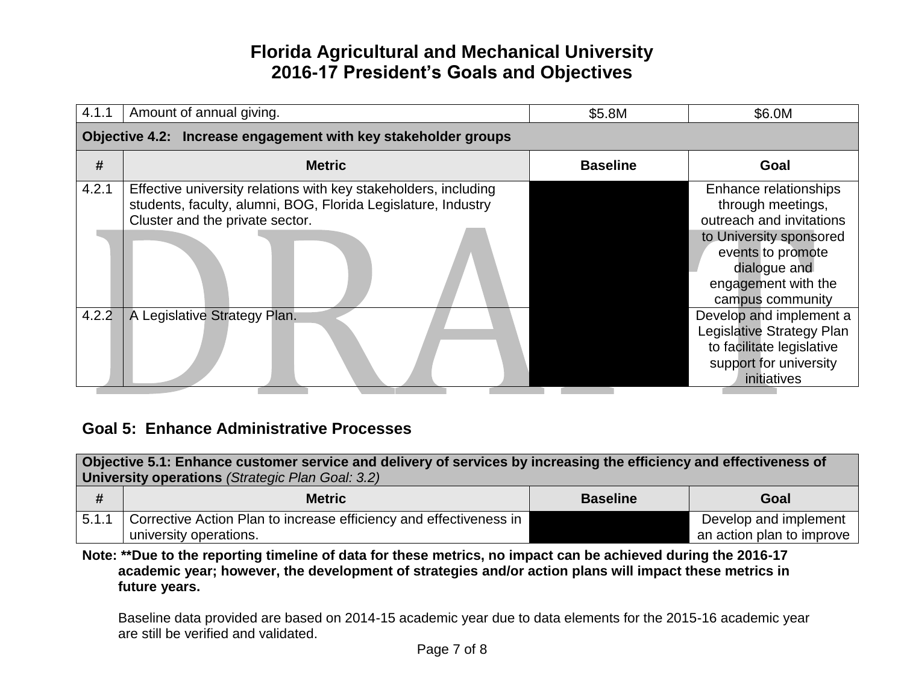# Florida Agricultural and Mechanical University
# 2016-17 President's Goals and Objectives

| # | Metric | Baseline | Goal |
|---|---|---|---|
| 4.1.1 | Amount of annual giving. | $5.8M | $6.0M |

**Objective 4.2: Increase engagement with key stakeholder groups**

| # | Metric | Baseline | Goal |
|---|---|---|---|
| 4.2.1 | Effective university relations with key stakeholders, including students, faculty, alumni, BOG, Florida Legislature, Industry Cluster and the private sector. | | Enhance relationships through meetings, outreach and invitations to University sponsored events to promote dialogue and engagement with the campus community |
| 4.2.2 | A Legislative Strategy Plan. | | Develop and implement a Legislative Strategy Plan to facilitate legislative support for university initiatives |

## Goal 5: Enhance Administrative Processes

**Objective 5.1: Enhance customer service and delivery of services by increasing the efficiency and effectiveness of University operations** *(Strategic Plan Goal: 3.2)*

| # | Metric | Baseline | Goal |
|---|---|---|---|
| 5.1.1 | Corrective Action Plan to increase efficiency and effectiveness in university operations. | | Develop and implement an action plan to improve |

**Note: **Due to the reporting timeline of data for these metrics, no impact can be achieved during the 2016-17 academic year; however, the development of strategies and/or action plans will impact these metrics in future years.**

Baseline data provided are based on 2014-15 academic year due to data elements for the 2015-16 academic year are still be verified and validated.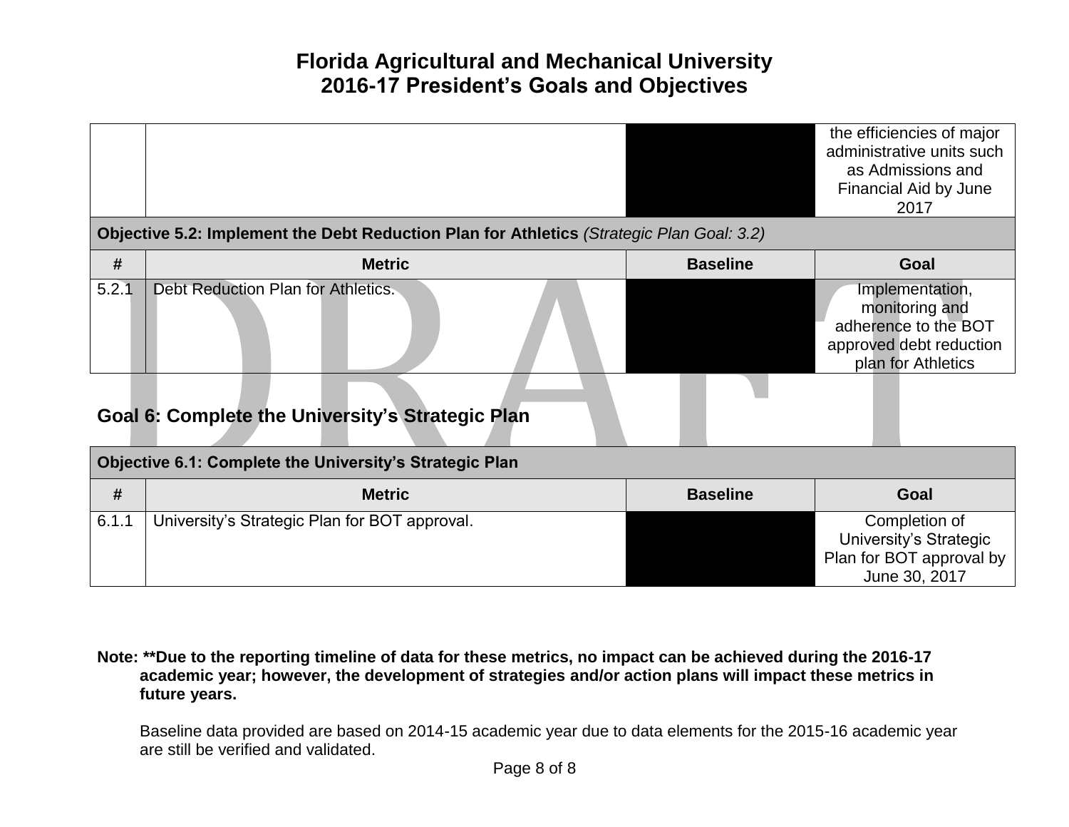| | | | |
|---|---|---|---|
| | | | the efficiencies of major administrative units such as Admissions and Financial Aid by June 2017 |

| Objective 5.2: Implement the Debt Reduction Plan for Athletics *(Strategic Plan Goal: 3.2)* | | | |
|---|---|---|---|
| **#** | **Metric** | **Baseline** | **Goal** |
| 5.2.1 | Debt Reduction Plan for Athletics. | | Implementation, monitoring and adherence to the BOT approved debt reduction plan for Athletics |

## Goal 6: Complete the University's Strategic Plan

| Objective 6.1: Complete the University's Strategic Plan | | | |
|---|---|---|---|
| **#** | **Metric** | **Baseline** | **Goal** |
| 6.1.1 | University's Strategic Plan for BOT approval. | | Completion of University's Strategic Plan for BOT approval by June 30, 2017 |

**Note: **Due to the reporting timeline of data for these metrics, no impact can be achieved during the 2016-17 academic year; however, the development of strategies and/or action plans will impact these metrics in future years.**

Baseline data provided are based on 2014-15 academic year due to data elements for the 2015-16 academic year are still be verified and validated.